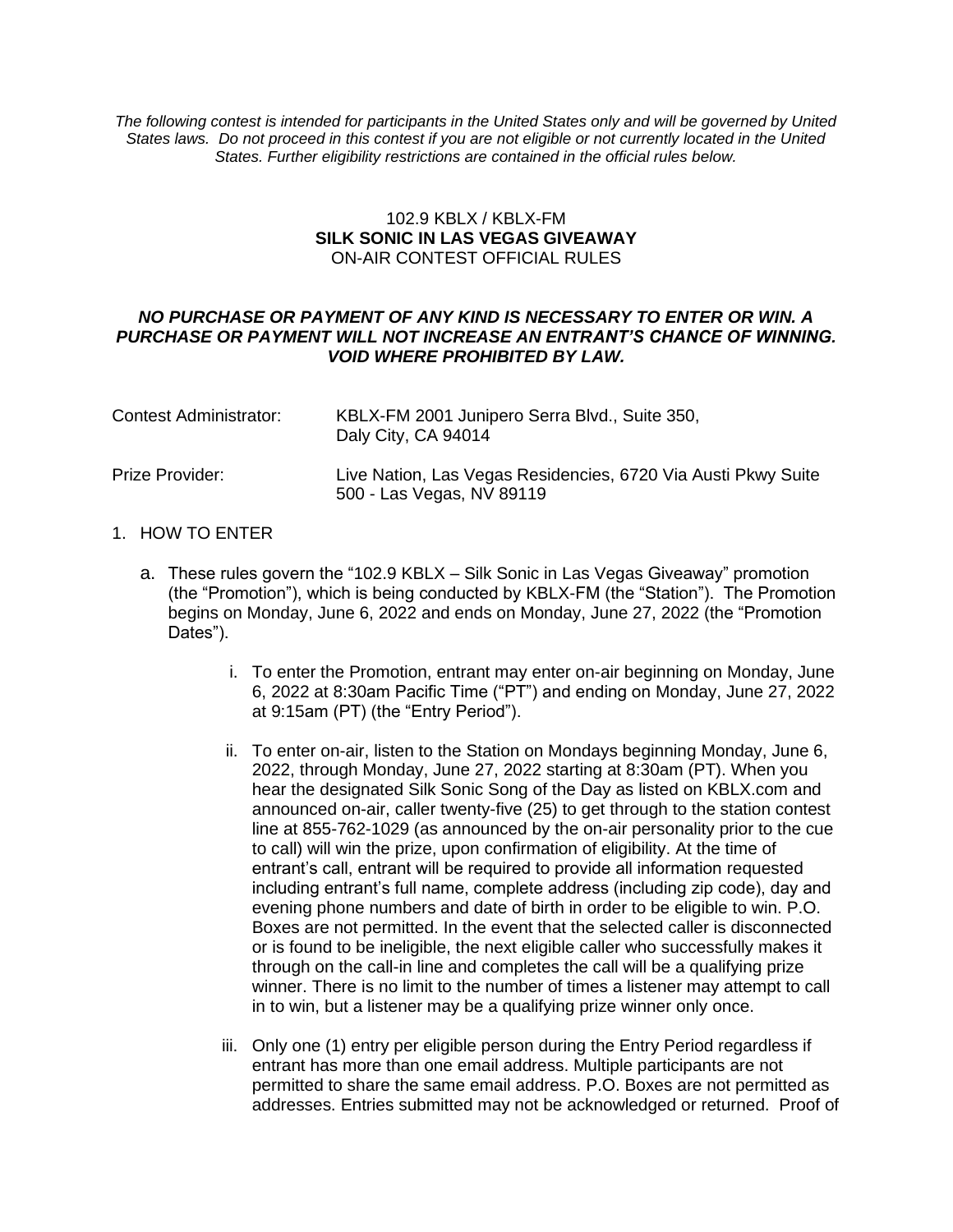*The following contest is intended for participants in the United States only and will be governed by United States laws. Do not proceed in this contest if you are not eligible or not currently located in the United States. Further eligibility restrictions are contained in the official rules below.*

102.9 KBLX / KBLX-FM
**SILK SONIC IN LAS VEGAS GIVEAWAY**
ON-AIR CONTEST OFFICIAL RULES

***NO PURCHASE OR PAYMENT OF ANY KIND IS NECESSARY TO ENTER OR WIN. A PURCHASE OR PAYMENT WILL NOT INCREASE AN ENTRANT'S CHANCE OF WINNING. VOID WHERE PROHIBITED BY LAW.***

| | |
|---|---|
| Contest Administrator: | KBLX-FM 2001 Junipero Serra Blvd., Suite 350, Daly City, CA 94014 |
| Prize Provider: | Live Nation, Las Vegas Residencies, 6720 Via Austi Pkwy Suite 500 - Las Vegas, NV 89119 |

1. HOW TO ENTER

   a. These rules govern the "102.9 KBLX – Silk Sonic in Las Vegas Giveaway" promotion (the "Promotion"), which is being conducted by KBLX-FM (the "Station"). The Promotion begins on Monday, June 6, 2022 and ends on Monday, June 27, 2022 (the "Promotion Dates").

      i. To enter the Promotion, entrant may enter on-air beginning on Monday, June 6, 2022 at 8:30am Pacific Time ("PT") and ending on Monday, June 27, 2022 at 9:15am (PT) (the "Entry Period").

      ii. To enter on-air, listen to the Station on Mondays beginning Monday, June 6, 2022, through Monday, June 27, 2022 starting at 8:30am (PT). When you hear the designated Silk Sonic Song of the Day as listed on KBLX.com and announced on-air, caller twenty-five (25) to get through to the station contest line at 855-762-1029 (as announced by the on-air personality prior to the cue to call) will win the prize, upon confirmation of eligibility. At the time of entrant's call, entrant will be required to provide all information requested including entrant's full name, complete address (including zip code), day and evening phone numbers and date of birth in order to be eligible to win. P.O. Boxes are not permitted. In the event that the selected caller is disconnected or is found to be ineligible, the next eligible caller who successfully makes it through on the call-in line and completes the call will be a qualifying prize winner. There is no limit to the number of times a listener may attempt to call in to win, but a listener may be a qualifying prize winner only once.

      iii. Only one (1) entry per eligible person during the Entry Period regardless if entrant has more than one email address. Multiple participants are not permitted to share the same email address. P.O. Boxes are not permitted as addresses. Entries submitted may not be acknowledged or returned. Proof of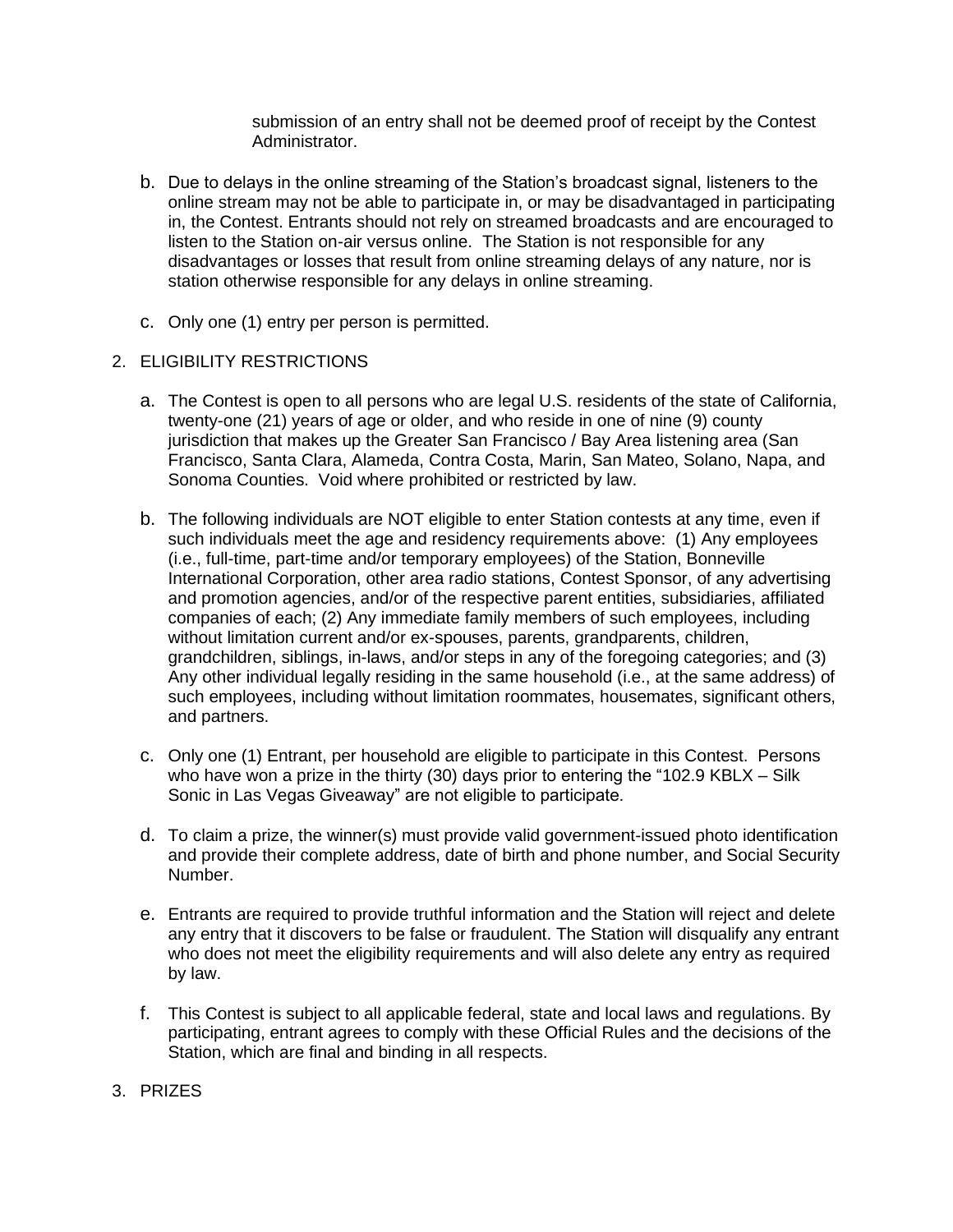submission of an entry shall not be deemed proof of receipt by the Contest Administrator.

b. Due to delays in the online streaming of the Station's broadcast signal, listeners to the online stream may not be able to participate in, or may be disadvantaged in participating in, the Contest. Entrants should not rely on streamed broadcasts and are encouraged to listen to the Station on-air versus online. The Station is not responsible for any disadvantages or losses that result from online streaming delays of any nature, nor is station otherwise responsible for any delays in online streaming.

c. Only one (1) entry per person is permitted.

2. ELIGIBILITY RESTRICTIONS

a. The Contest is open to all persons who are legal U.S. residents of the state of California, twenty-one (21) years of age or older, and who reside in one of nine (9) county jurisdiction that makes up the Greater San Francisco / Bay Area listening area (San Francisco, Santa Clara, Alameda, Contra Costa, Marin, San Mateo, Solano, Napa, and Sonoma Counties. Void where prohibited or restricted by law.

b. The following individuals are NOT eligible to enter Station contests at any time, even if such individuals meet the age and residency requirements above: (1) Any employees (i.e., full-time, part-time and/or temporary employees) of the Station, Bonneville International Corporation, other area radio stations, Contest Sponsor, of any advertising and promotion agencies, and/or of the respective parent entities, subsidiaries, affiliated companies of each; (2) Any immediate family members of such employees, including without limitation current and/or ex-spouses, parents, grandparents, children, grandchildren, siblings, in-laws, and/or steps in any of the foregoing categories; and (3) Any other individual legally residing in the same household (i.e., at the same address) of such employees, including without limitation roommates, housemates, significant others, and partners.

c. Only one (1) Entrant, per household are eligible to participate in this Contest. Persons who have won a prize in the thirty (30) days prior to entering the "102.9 KBLX – Silk Sonic in Las Vegas Giveaway" are not eligible to participate.

d. To claim a prize, the winner(s) must provide valid government-issued photo identification and provide their complete address, date of birth and phone number, and Social Security Number.

e. Entrants are required to provide truthful information and the Station will reject and delete any entry that it discovers to be false or fraudulent. The Station will disqualify any entrant who does not meet the eligibility requirements and will also delete any entry as required by law.

f. This Contest is subject to all applicable federal, state and local laws and regulations. By participating, entrant agrees to comply with these Official Rules and the decisions of the Station, which are final and binding in all respects.

3. PRIZES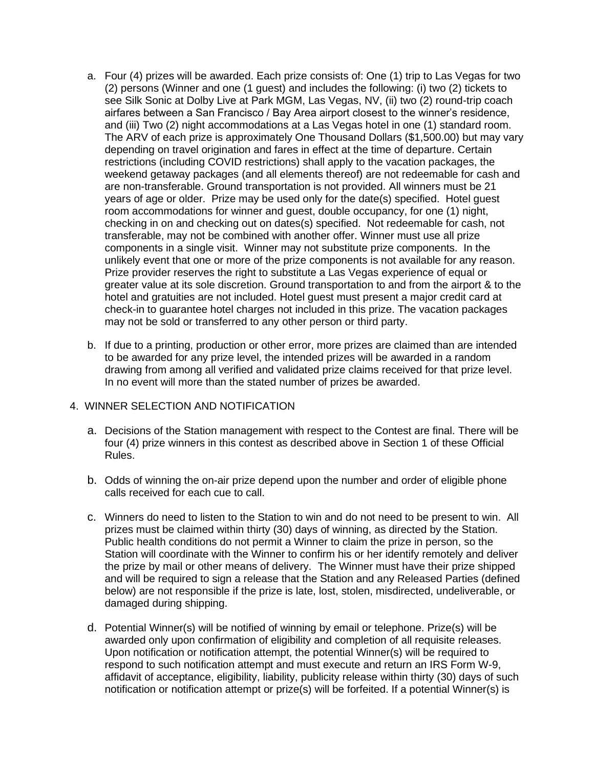a. Four (4) prizes will be awarded. Each prize consists of: One (1) trip to Las Vegas for two (2) persons (Winner and one (1 guest) and includes the following: (i) two (2) tickets to see Silk Sonic at Dolby Live at Park MGM, Las Vegas, NV, (ii) two (2) round-trip coach airfares between a San Francisco / Bay Area airport closest to the winner's residence, and (iii) Two (2) night accommodations at a Las Vegas hotel in one (1) standard room. The ARV of each prize is approximately One Thousand Dollars ($1,500.00) but may vary depending on travel origination and fares in effect at the time of departure. Certain restrictions (including COVID restrictions) shall apply to the vacation packages, the weekend getaway packages (and all elements thereof) are not redeemable for cash and are non-transferable. Ground transportation is not provided. All winners must be 21 years of age or older. Prize may be used only for the date(s) specified. Hotel guest room accommodations for winner and guest, double occupancy, for one (1) night, checking in on and checking out on dates(s) specified. Not redeemable for cash, not transferable, may not be combined with another offer. Winner must use all prize components in a single visit. Winner may not substitute prize components. In the unlikely event that one or more of the prize components is not available for any reason. Prize provider reserves the right to substitute a Las Vegas experience of equal or greater value at its sole discretion. Ground transportation to and from the airport & to the hotel and gratuities are not included. Hotel guest must present a major credit card at check-in to guarantee hotel charges not included in this prize. The vacation packages may not be sold or transferred to any other person or third party.

b. If due to a printing, production or other error, more prizes are claimed than are intended to be awarded for any prize level, the intended prizes will be awarded in a random drawing from among all verified and validated prize claims received for that prize level. In no event will more than the stated number of prizes be awarded.

4. WINNER SELECTION AND NOTIFICATION

a. Decisions of the Station management with respect to the Contest are final. There will be four (4) prize winners in this contest as described above in Section 1 of these Official Rules.

b. Odds of winning the on-air prize depend upon the number and order of eligible phone calls received for each cue to call.

c. Winners do need to listen to the Station to win and do not need to be present to win. All prizes must be claimed within thirty (30) days of winning, as directed by the Station. Public health conditions do not permit a Winner to claim the prize in person, so the Station will coordinate with the Winner to confirm his or her identify remotely and deliver the prize by mail or other means of delivery. The Winner must have their prize shipped and will be required to sign a release that the Station and any Released Parties (defined below) are not responsible if the prize is late, lost, stolen, misdirected, undeliverable, or damaged during shipping.

d. Potential Winner(s) will be notified of winning by email or telephone. Prize(s) will be awarded only upon confirmation of eligibility and completion of all requisite releases. Upon notification or notification attempt, the potential Winner(s) will be required to respond to such notification attempt and must execute and return an IRS Form W-9, affidavit of acceptance, eligibility, liability, publicity release within thirty (30) days of such notification or notification attempt or prize(s) will be forfeited. If a potential Winner(s) is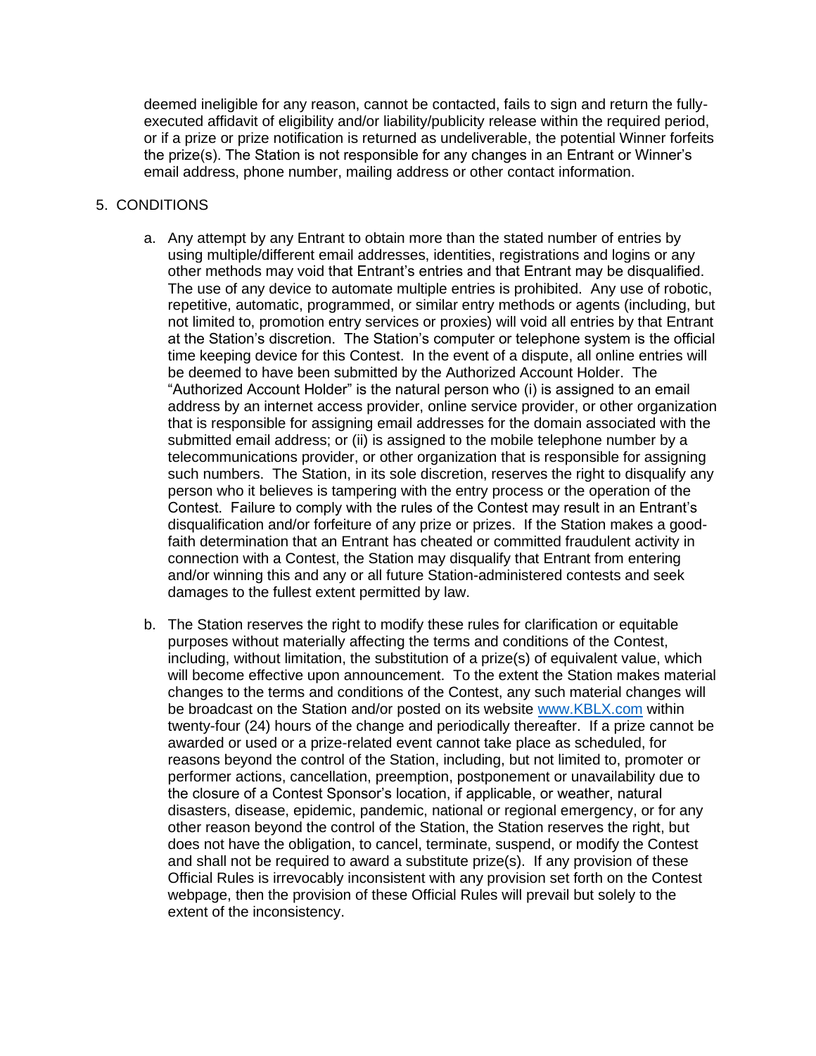deemed ineligible for any reason, cannot be contacted, fails to sign and return the fully-executed affidavit of eligibility and/or liability/publicity release within the required period, or if a prize or prize notification is returned as undeliverable, the potential Winner forfeits the prize(s). The Station is not responsible for any changes in an Entrant or Winner's email address, phone number, mailing address or other contact information.

5. CONDITIONS

   a. Any attempt by any Entrant to obtain more than the stated number of entries by using multiple/different email addresses, identities, registrations and logins or any other methods may void that Entrant's entries and that Entrant may be disqualified. The use of any device to automate multiple entries is prohibited. Any use of robotic, repetitive, automatic, programmed, or similar entry methods or agents (including, but not limited to, promotion entry services or proxies) will void all entries by that Entrant at the Station's discretion. The Station's computer or telephone system is the official time keeping device for this Contest. In the event of a dispute, all online entries will be deemed to have been submitted by the Authorized Account Holder. The "Authorized Account Holder" is the natural person who (i) is assigned to an email address by an internet access provider, online service provider, or other organization that is responsible for assigning email addresses for the domain associated with the submitted email address; or (ii) is assigned to the mobile telephone number by a telecommunications provider, or other organization that is responsible for assigning such numbers. The Station, in its sole discretion, reserves the right to disqualify any person who it believes is tampering with the entry process or the operation of the Contest. Failure to comply with the rules of the Contest may result in an Entrant's disqualification and/or forfeiture of any prize or prizes. If the Station makes a good-faith determination that an Entrant has cheated or committed fraudulent activity in connection with a Contest, the Station may disqualify that Entrant from entering and/or winning this and any or all future Station-administered contests and seek damages to the fullest extent permitted by law.

   b. The Station reserves the right to modify these rules for clarification or equitable purposes without materially affecting the terms and conditions of the Contest, including, without limitation, the substitution of a prize(s) of equivalent value, which will become effective upon announcement. To the extent the Station makes material changes to the terms and conditions of the Contest, any such material changes will be broadcast on the Station and/or posted on its website www.KBLX.com within twenty-four (24) hours of the change and periodically thereafter. If a prize cannot be awarded or used or a prize-related event cannot take place as scheduled, for reasons beyond the control of the Station, including, but not limited to, promoter or performer actions, cancellation, preemption, postponement or unavailability due to the closure of a Contest Sponsor's location, if applicable, or weather, natural disasters, disease, epidemic, pandemic, national or regional emergency, or for any other reason beyond the control of the Station, the Station reserves the right, but does not have the obligation, to cancel, terminate, suspend, or modify the Contest and shall not be required to award a substitute prize(s). If any provision of these Official Rules is irrevocably inconsistent with any provision set forth on the Contest webpage, then the provision of these Official Rules will prevail but solely to the extent of the inconsistency.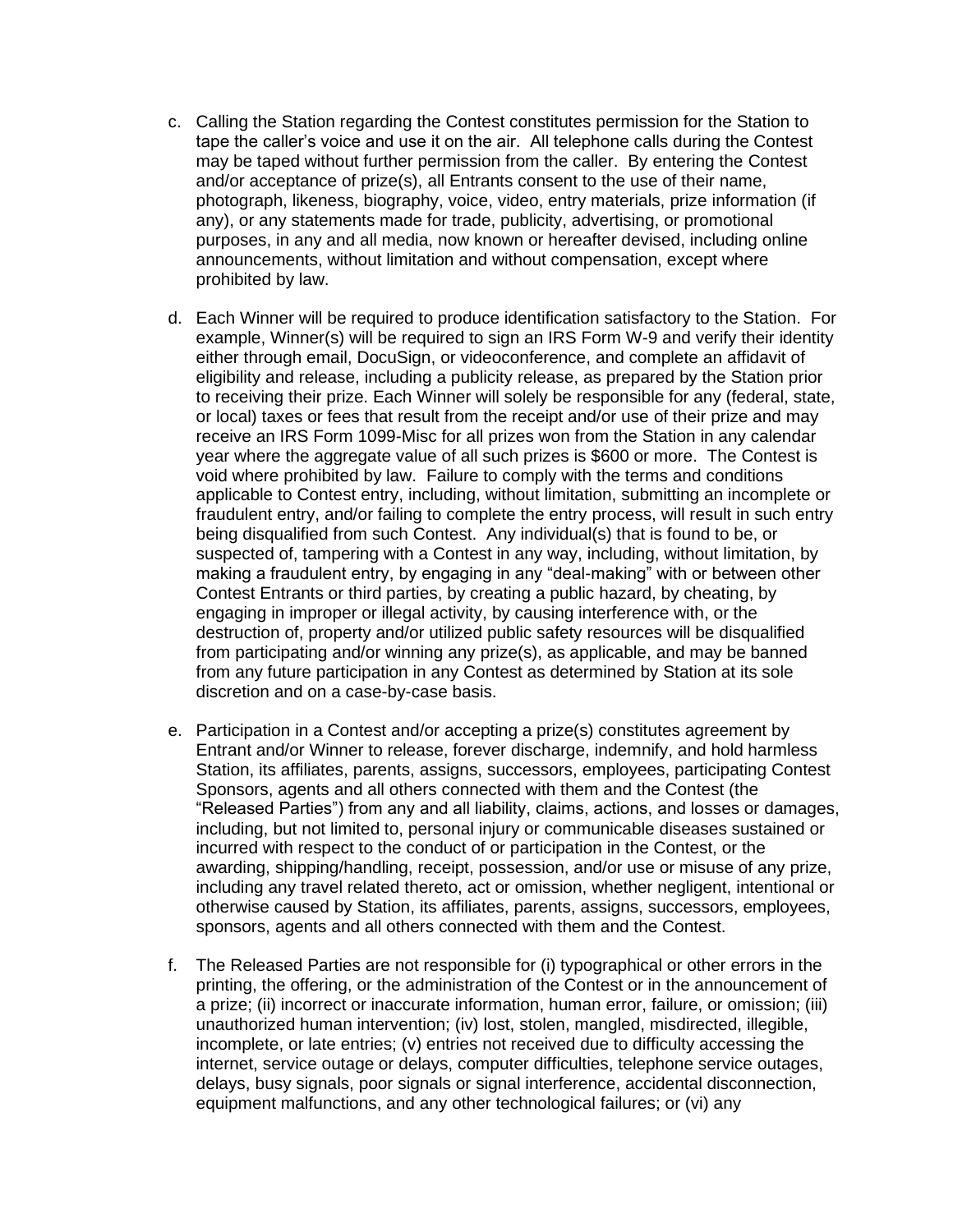c. Calling the Station regarding the Contest constitutes permission for the Station to tape the caller's voice and use it on the air. All telephone calls during the Contest may be taped without further permission from the caller. By entering the Contest and/or acceptance of prize(s), all Entrants consent to the use of their name, photograph, likeness, biography, voice, video, entry materials, prize information (if any), or any statements made for trade, publicity, advertising, or promotional purposes, in any and all media, now known or hereafter devised, including online announcements, without limitation and without compensation, except where prohibited by law.

d. Each Winner will be required to produce identification satisfactory to the Station. For example, Winner(s) will be required to sign an IRS Form W-9 and verify their identity either through email, DocuSign, or videoconference, and complete an affidavit of eligibility and release, including a publicity release, as prepared by the Station prior to receiving their prize. Each Winner will solely be responsible for any (federal, state, or local) taxes or fees that result from the receipt and/or use of their prize and may receive an IRS Form 1099-Misc for all prizes won from the Station in any calendar year where the aggregate value of all such prizes is $600 or more. The Contest is void where prohibited by law. Failure to comply with the terms and conditions applicable to Contest entry, including, without limitation, submitting an incomplete or fraudulent entry, and/or failing to complete the entry process, will result in such entry being disqualified from such Contest. Any individual(s) that is found to be, or suspected of, tampering with a Contest in any way, including, without limitation, by making a fraudulent entry, by engaging in any "deal-making" with or between other Contest Entrants or third parties, by creating a public hazard, by cheating, by engaging in improper or illegal activity, by causing interference with, or the destruction of, property and/or utilized public safety resources will be disqualified from participating and/or winning any prize(s), as applicable, and may be banned from any future participation in any Contest as determined by Station at its sole discretion and on a case-by-case basis.

e. Participation in a Contest and/or accepting a prize(s) constitutes agreement by Entrant and/or Winner to release, forever discharge, indemnify, and hold harmless Station, its affiliates, parents, assigns, successors, employees, participating Contest Sponsors, agents and all others connected with them and the Contest (the "Released Parties") from any and all liability, claims, actions, and losses or damages, including, but not limited to, personal injury or communicable diseases sustained or incurred with respect to the conduct of or participation in the Contest, or the awarding, shipping/handling, receipt, possession, and/or use or misuse of any prize, including any travel related thereto, act or omission, whether negligent, intentional or otherwise caused by Station, its affiliates, parents, assigns, successors, employees, sponsors, agents and all others connected with them and the Contest.

f. The Released Parties are not responsible for (i) typographical or other errors in the printing, the offering, or the administration of the Contest or in the announcement of a prize; (ii) incorrect or inaccurate information, human error, failure, or omission; (iii) unauthorized human intervention; (iv) lost, stolen, mangled, misdirected, illegible, incomplete, or late entries; (v) entries not received due to difficulty accessing the internet, service outage or delays, computer difficulties, telephone service outages, delays, busy signals, poor signals or signal interference, accidental disconnection, equipment malfunctions, and any other technological failures; or (vi) any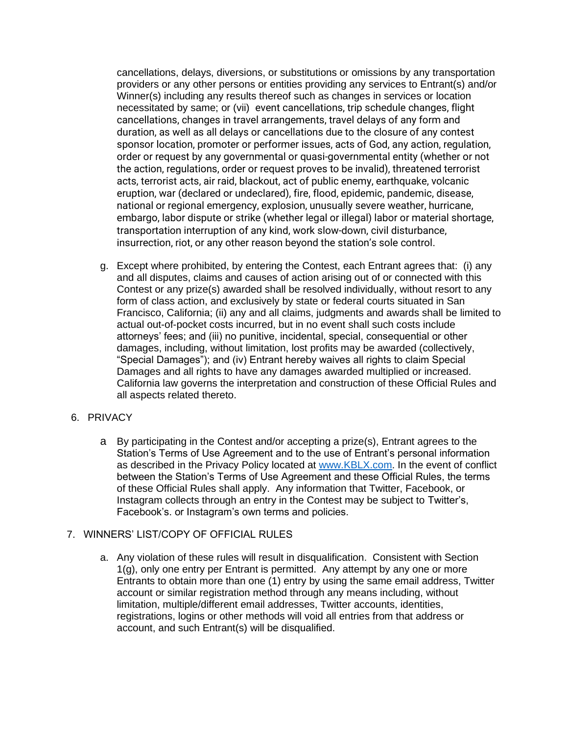cancellations, delays, diversions, or substitutions or omissions by any transportation providers or any other persons or entities providing any services to Entrant(s) and/or Winner(s) including any results thereof such as changes in services or location necessitated by same; or (vii) event cancellations, trip schedule changes, flight cancellations, changes in travel arrangements, travel delays of any form and duration, as well as all delays or cancellations due to the closure of any contest sponsor location, promoter or performer issues, acts of God, any action, regulation, order or request by any governmental or quasi-governmental entity (whether or not the action, regulations, order or request proves to be invalid), threatened terrorist acts, terrorist acts, air raid, blackout, act of public enemy, earthquake, volcanic eruption, war (declared or undeclared), fire, flood, epidemic, pandemic, disease, national or regional emergency, explosion, unusually severe weather, hurricane, embargo, labor dispute or strike (whether legal or illegal) labor or material shortage, transportation interruption of any kind, work slow-down, civil disturbance, insurrection, riot, or any other reason beyond the station's sole control.

g. Except where prohibited, by entering the Contest, each Entrant agrees that: (i) any and all disputes, claims and causes of action arising out of or connected with this Contest or any prize(s) awarded shall be resolved individually, without resort to any form of class action, and exclusively by state or federal courts situated in San Francisco, California; (ii) any and all claims, judgments and awards shall be limited to actual out-of-pocket costs incurred, but in no event shall such costs include attorneys' fees; and (iii) no punitive, incidental, special, consequential or other damages, including, without limitation, lost profits may be awarded (collectively, "Special Damages"); and (iv) Entrant hereby waives all rights to claim Special Damages and all rights to have any damages awarded multiplied or increased. California law governs the interpretation and construction of these Official Rules and all aspects related thereto.

6. PRIVACY

a By participating in the Contest and/or accepting a prize(s), Entrant agrees to the Station's Terms of Use Agreement and to the use of Entrant's personal information as described in the Privacy Policy located at [www.KBLX.com](http://www.KBLX.com). In the event of conflict between the Station's Terms of Use Agreement and these Official Rules, the terms of these Official Rules shall apply. Any information that Twitter, Facebook, or Instagram collects through an entry in the Contest may be subject to Twitter's, Facebook's. or Instagram's own terms and policies.

7. WINNERS' LIST/COPY OF OFFICIAL RULES

a. Any violation of these rules will result in disqualification. Consistent with Section 1(g), only one entry per Entrant is permitted. Any attempt by any one or more Entrants to obtain more than one (1) entry by using the same email address, Twitter account or similar registration method through any means including, without limitation, multiple/different email addresses, Twitter accounts, identities, registrations, logins or other methods will void all entries from that address or account, and such Entrant(s) will be disqualified.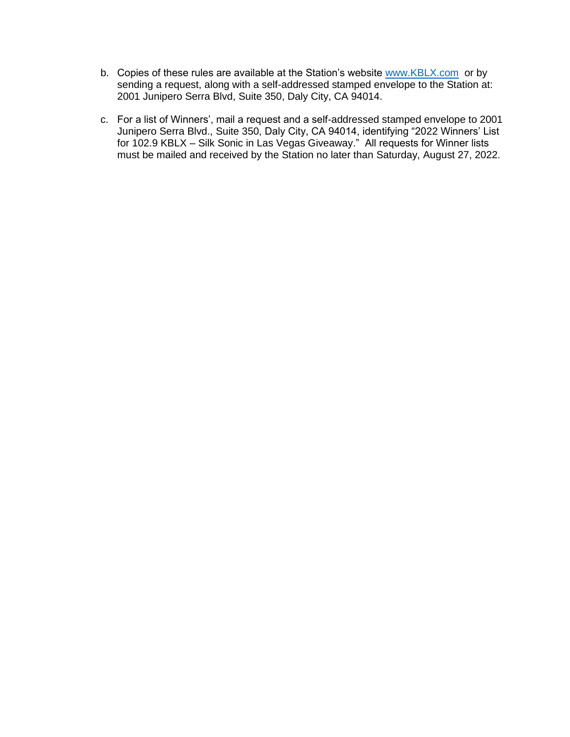b. Copies of these rules are available at the Station's website [www.KBLX.com](http://www.KBLX.com) or by sending a request, along with a self-addressed stamped envelope to the Station at: 2001 Junipero Serra Blvd, Suite 350, Daly City, CA 94014.

c. For a list of Winners', mail a request and a self-addressed stamped envelope to 2001 Junipero Serra Blvd., Suite 350, Daly City, CA 94014, identifying "2022 Winners' List for 102.9 KBLX – Silk Sonic in Las Vegas Giveaway." All requests for Winner lists must be mailed and received by the Station no later than Saturday, August 27, 2022.